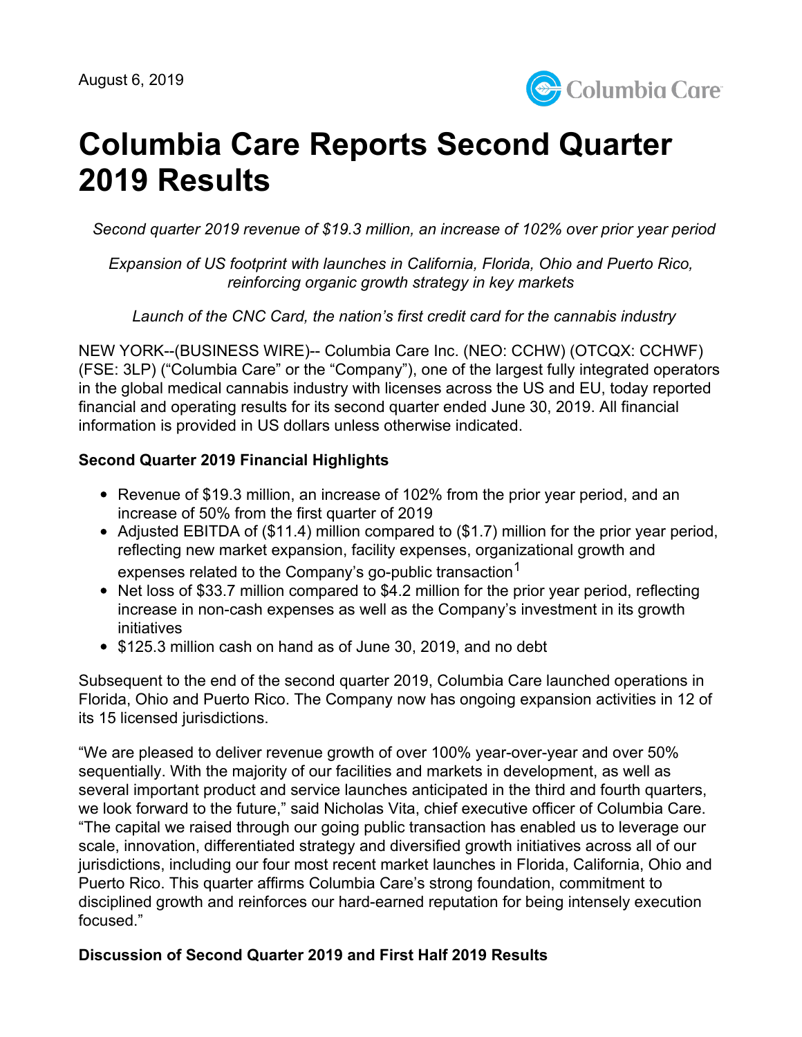August 6, 2019

# Columbia Care Reports Second Quarter 2019 Results

*Second quarter 2019 revenue of $19.3 million, an increase of 102% over prior year period*

*Expansion of US footprint with launches in California, Florida, Ohio and Puerto Rico, reinforcing organic growth strategy in key markets*

*Launch of the CNC Card, the nation's first credit card for the cannabis industry*

NEW YORK--(BUSINESS WIRE)-- Columbia Care Inc. (NEO: CCHW) (OTCQX: CCHWF) (FSE: 3LP) ("Columbia Care" or the "Company"), one of the largest fully integrated operators in the global medical cannabis industry with licenses across the US and EU, today reported financial and operating results for its second quarter ended June 30, 2019. All financial information is provided in US dollars unless otherwise indicated.

**Second Quarter 2019 Financial Highlights**

- Revenue of $19.3 million, an increase of 102% from the prior year period, and an increase of 50% from the first quarter of 2019
- Adjusted EBITDA of ($11.4) million compared to ($1.7) million for the prior year period, reflecting new market expansion, facility expenses, organizational growth and expenses related to the Company's go-public transaction[1]
- Net loss of $33.7 million compared to $4.2 million for the prior year period, reflecting increase in non-cash expenses as well as the Company's investment in its growth initiatives
- $125.3 million cash on hand as of June 30, 2019, and no debt

Subsequent to the end of the second quarter 2019, Columbia Care launched operations in Florida, Ohio and Puerto Rico. The Company now has ongoing expansion activities in 12 of its 15 licensed jurisdictions.

"We are pleased to deliver revenue growth of over 100% year-over-year and over 50% sequentially. With the majority of our facilities and markets in development, as well as several important product and service launches anticipated in the third and fourth quarters, we look forward to the future," said Nicholas Vita, chief executive officer of Columbia Care. "The capital we raised through our going public transaction has enabled us to leverage our scale, innovation, differentiated strategy and diversified growth initiatives across all of our jurisdictions, including our four most recent market launches in Florida, California, Ohio and Puerto Rico. This quarter affirms Columbia Care's strong foundation, commitment to disciplined growth and reinforces our hard-earned reputation for being intensely execution focused."

**Discussion of Second Quarter 2019 and First Half 2019 Results**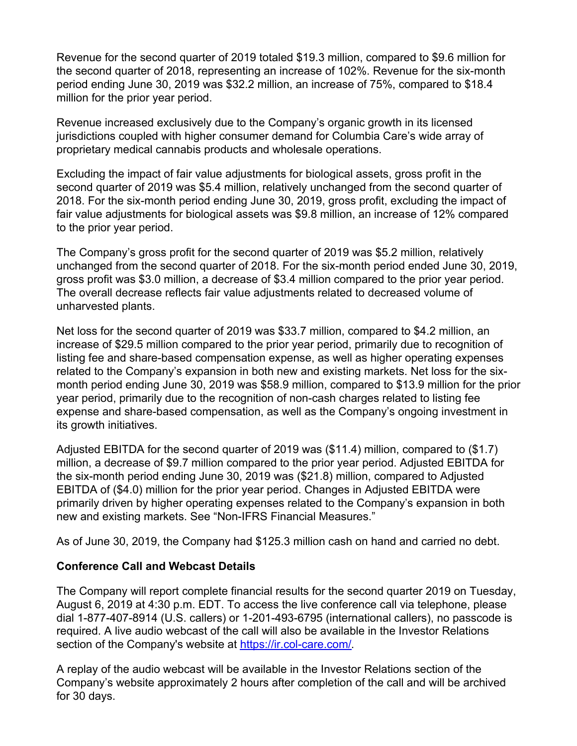Revenue for the second quarter of 2019 totaled $19.3 million, compared to $9.6 million for the second quarter of 2018, representing an increase of 102%. Revenue for the six-month period ending June 30, 2019 was $32.2 million, an increase of 75%, compared to $18.4 million for the prior year period.

Revenue increased exclusively due to the Company's organic growth in its licensed jurisdictions coupled with higher consumer demand for Columbia Care's wide array of proprietary medical cannabis products and wholesale operations.

Excluding the impact of fair value adjustments for biological assets, gross profit in the second quarter of 2019 was $5.4 million, relatively unchanged from the second quarter of 2018. For the six-month period ending June 30, 2019, gross profit, excluding the impact of fair value adjustments for biological assets was $9.8 million, an increase of 12% compared to the prior year period.

The Company's gross profit for the second quarter of 2019 was $5.2 million, relatively unchanged from the second quarter of 2018. For the six-month period ended June 30, 2019, gross profit was $3.0 million, a decrease of $3.4 million compared to the prior year period. The overall decrease reflects fair value adjustments related to decreased volume of unharvested plants.

Net loss for the second quarter of 2019 was $33.7 million, compared to $4.2 million, an increase of $29.5 million compared to the prior year period, primarily due to recognition of listing fee and share-based compensation expense, as well as higher operating expenses related to the Company's expansion in both new and existing markets. Net loss for the six-month period ending June 30, 2019 was $58.9 million, compared to $13.9 million for the prior year period, primarily due to the recognition of non-cash charges related to listing fee expense and share-based compensation, as well as the Company's ongoing investment in its growth initiatives.

Adjusted EBITDA for the second quarter of 2019 was ($11.4) million, compared to ($1.7) million, a decrease of $9.7 million compared to the prior year period. Adjusted EBITDA for the six-month period ending June 30, 2019 was ($21.8) million, compared to Adjusted EBITDA of ($4.0) million for the prior year period. Changes in Adjusted EBITDA were primarily driven by higher operating expenses related to the Company's expansion in both new and existing markets. See "Non-IFRS Financial Measures."

As of June 30, 2019, the Company had $125.3 million cash on hand and carried no debt.

**Conference Call and Webcast Details**

The Company will report complete financial results for the second quarter 2019 on Tuesday, August 6, 2019 at 4:30 p.m. EDT. To access the live conference call via telephone, please dial 1-877-407-8914 (U.S. callers) or 1-201-493-6795 (international callers), no passcode is required. A live audio webcast of the call will also be available in the Investor Relations section of the Company's website at https://ir.col-care.com/.

A replay of the audio webcast will be available in the Investor Relations section of the Company's website approximately 2 hours after completion of the call and will be archived for 30 days.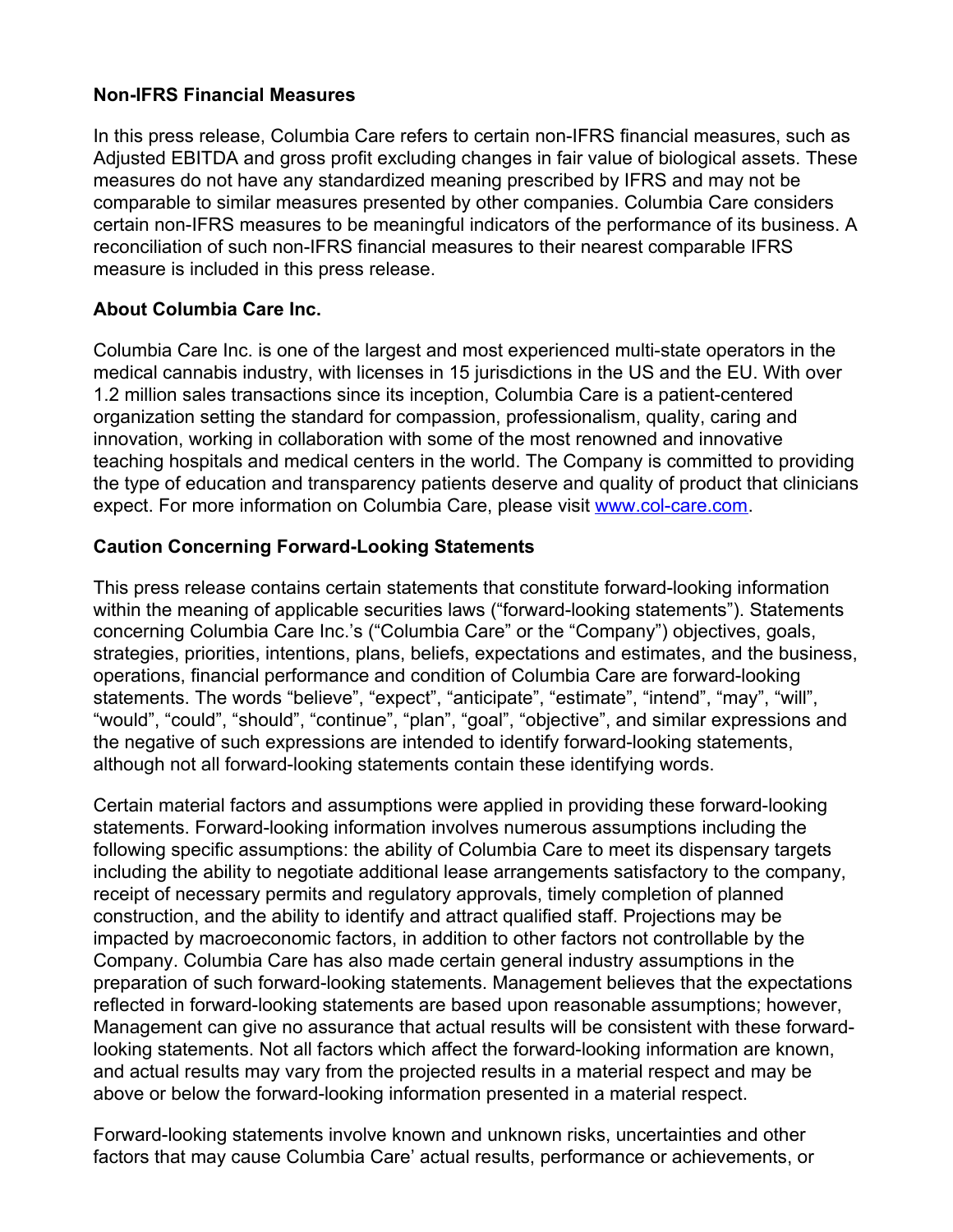## Non-IFRS Financial Measures

In this press release, Columbia Care refers to certain non-IFRS financial measures, such as Adjusted EBITDA and gross profit excluding changes in fair value of biological assets. These measures do not have any standardized meaning prescribed by IFRS and may not be comparable to similar measures presented by other companies. Columbia Care considers certain non-IFRS measures to be meaningful indicators of the performance of its business. A reconciliation of such non-IFRS financial measures to their nearest comparable IFRS measure is included in this press release.

## About Columbia Care Inc.

Columbia Care Inc. is one of the largest and most experienced multi-state operators in the medical cannabis industry, with licenses in 15 jurisdictions in the US and the EU. With over 1.2 million sales transactions since its inception, Columbia Care is a patient-centered organization setting the standard for compassion, professionalism, quality, caring and innovation, working in collaboration with some of the most renowned and innovative teaching hospitals and medical centers in the world. The Company is committed to providing the type of education and transparency patients deserve and quality of product that clinicians expect. For more information on Columbia Care, please visit [www.col-care.com](http://www.col-care.com).

## Caution Concerning Forward-Looking Statements

This press release contains certain statements that constitute forward-looking information within the meaning of applicable securities laws ("forward-looking statements"). Statements concerning Columbia Care Inc.'s ("Columbia Care" or the "Company") objectives, goals, strategies, priorities, intentions, plans, beliefs, expectations and estimates, and the business, operations, financial performance and condition of Columbia Care are forward-looking statements. The words "believe", "expect", "anticipate", "estimate", "intend", "may", "will", "would", "could", "should", "continue", "plan", "goal", "objective", and similar expressions and the negative of such expressions are intended to identify forward-looking statements, although not all forward-looking statements contain these identifying words.

Certain material factors and assumptions were applied in providing these forward-looking statements. Forward-looking information involves numerous assumptions including the following specific assumptions: the ability of Columbia Care to meet its dispensary targets including the ability to negotiate additional lease arrangements satisfactory to the company, receipt of necessary permits and regulatory approvals, timely completion of planned construction, and the ability to identify and attract qualified staff. Projections may be impacted by macroeconomic factors, in addition to other factors not controllable by the Company. Columbia Care has also made certain general industry assumptions in the preparation of such forward-looking statements. Management believes that the expectations reflected in forward-looking statements are based upon reasonable assumptions; however, Management can give no assurance that actual results will be consistent with these forward-looking statements. Not all factors which affect the forward-looking information are known, and actual results may vary from the projected results in a material respect and may be above or below the forward-looking information presented in a material respect.

Forward-looking statements involve known and unknown risks, uncertainties and other factors that may cause Columbia Care' actual results, performance or achievements, or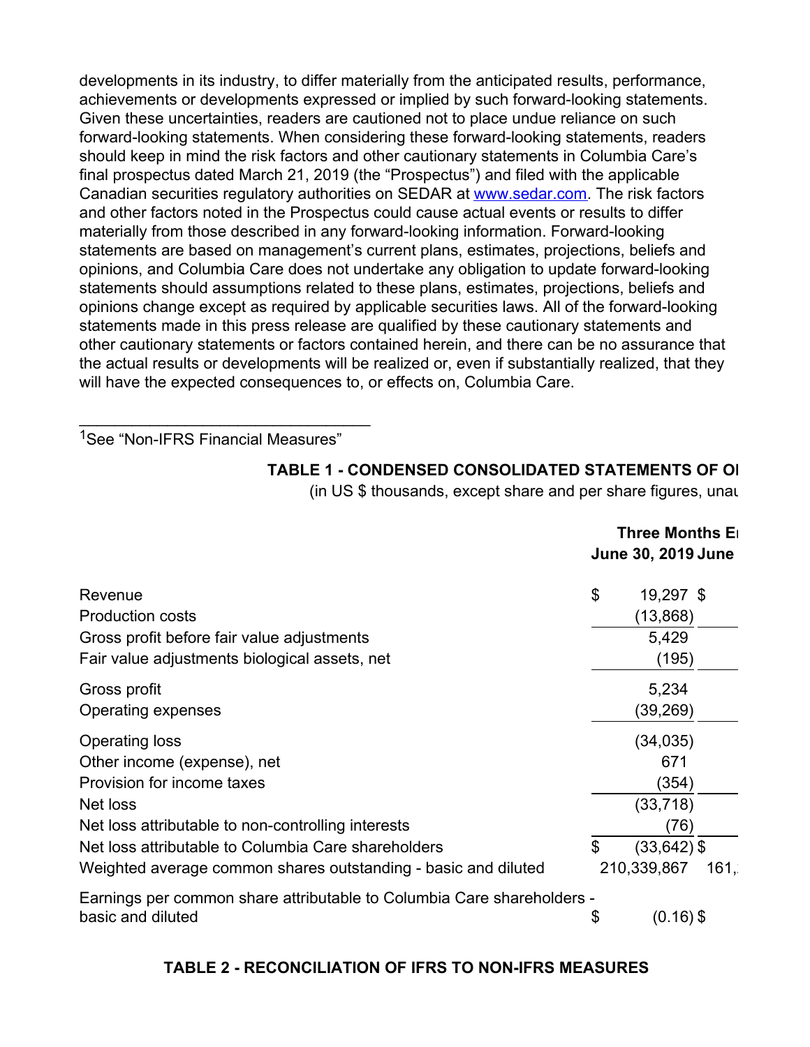developments in its industry, to differ materially from the anticipated results, performance, achievements or developments expressed or implied by such forward-looking statements. Given these uncertainties, readers are cautioned not to place undue reliance on such forward-looking statements. When considering these forward-looking statements, readers should keep in mind the risk factors and other cautionary statements in Columbia Care's final prospectus dated March 21, 2019 (the "Prospectus") and filed with the applicable Canadian securities regulatory authorities on SEDAR at www.sedar.com. The risk factors and other factors noted in the Prospectus could cause actual events or results to differ materially from those described in any forward-looking information. Forward-looking statements are based on management's current plans, estimates, projections, beliefs and opinions, and Columbia Care does not undertake any obligation to update forward-looking statements should assumptions related to these plans, estimates, projections, beliefs and opinions change except as required by applicable securities laws. All of the forward-looking statements made in this press release are qualified by these cautionary statements and other cautionary statements or factors contained herein, and there can be no assurance that the actual results or developments will be realized or, even if substantially realized, that they will have the expected consequences to, or effects on, Columbia Care.

---

[1]See "Non-IFRS Financial Measures"

**TABLE 1 - CONDENSED CONSOLIDATED STATEMENTS OF OI**

(in US $ thousands, except share and per share figures, unau

| | Three Months E | |
|---|---|---|
| | June 30, 2019 | June |
| Revenue | $ 19,297 | $ |
| Production costs | (13,868) | |
| Gross profit before fair value adjustments | 5,429 | |
| Fair value adjustments biological assets, net | (195) | |
| Gross profit | 5,234 | |
| Operating expenses | (39,269) | |
| Operating loss | (34,035) | |
| Other income (expense), net | 671 | |
| Provision for income taxes | (354) | |
| Net loss | (33,718) | |
| Net loss attributable to non-controlling interests | (76) | |
| Net loss attributable to Columbia Care shareholders | $ (33,642) | $ |
| Weighted average common shares outstanding - basic and diluted | 210,339,867 | 161, |
| Earnings per common share attributable to Columbia Care shareholders - basic and diluted | $ (0.16) | $ |

**TABLE 2 - RECONCILIATION OF IFRS TO NON-IFRS MEASURES**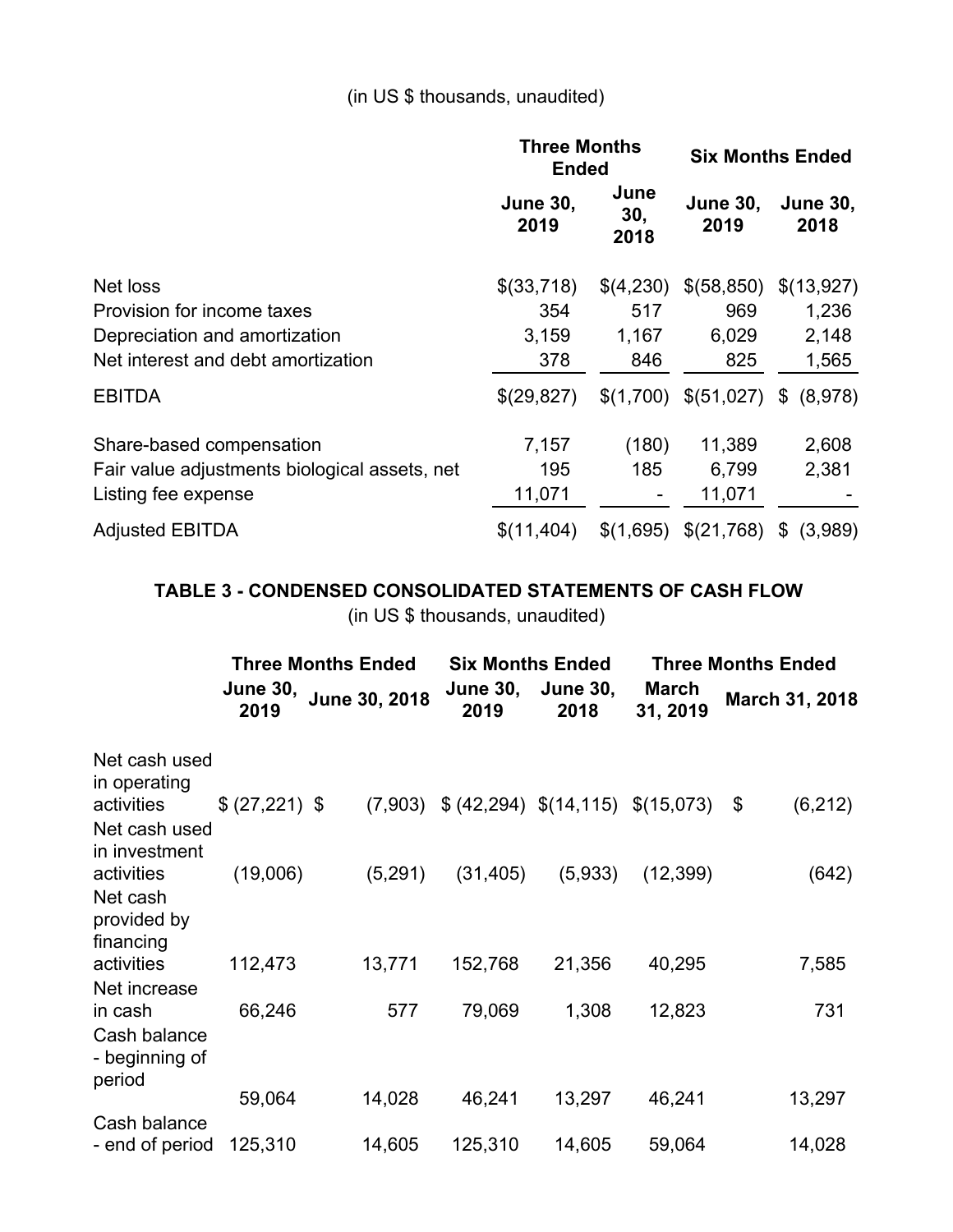(in US $ thousands, unaudited)

| | Three Months Ended | | Six Months Ended | |
|---|---|---|---|---|
| | June 30, 2019 | June 30, 2018 | June 30, 2019 | June 30, 2018 |
| Net loss | $(33,718) | $(4,230) | $(58,850) | $(13,927) |
| Provision for income taxes | 354 | 517 | 969 | 1,236 |
| Depreciation and amortization | 3,159 | 1,167 | 6,029 | 2,148 |
| Net interest and debt amortization | 378 | 846 | 825 | 1,565 |
| EBITDA | $(29,827) | $(1,700) | $(51,027) | $ (8,978) |
| Share-based compensation | 7,157 | (180) | 11,389 | 2,608 |
| Fair value adjustments biological assets, net | 195 | 185 | 6,799 | 2,381 |
| Listing fee expense | 11,071 | - | 11,071 | - |
| Adjusted EBITDA | $(11,404) | $(1,695) | $(21,768) | $ (3,989) |

**TABLE 3 - CONDENSED CONSOLIDATED STATEMENTS OF CASH FLOW**

(in US $ thousands, unaudited)

| | Three Months Ended | | Six Months Ended | | Three Months Ended | |
|---|---|---|---|---|---|---|
| | June 30, 2019 | June 30, 2018 | June 30, 2019 | June 30, 2018 | March 31, 2019 | March 31, 2018 |
| Net cash used in operating activities | $ (27,221) | $ (7,903) | $ (42,294) | $(14,115) | $(15,073) | $ (6,212) |
| Net cash used in investment activities | (19,006) | (5,291) | (31,405) | (5,933) | (12,399) | (642) |
| Net cash provided by financing activities | 112,473 | 13,771 | 152,768 | 21,356 | 40,295 | 7,585 |
| Net increase in cash | 66,246 | 577 | 79,069 | 1,308 | 12,823 | 731 |
| Cash balance - beginning of period | 59,064 | 14,028 | 46,241 | 13,297 | 46,241 | 13,297 |
| Cash balance - end of period | 125,310 | 14,605 | 125,310 | 14,605 | 59,064 | 14,028 |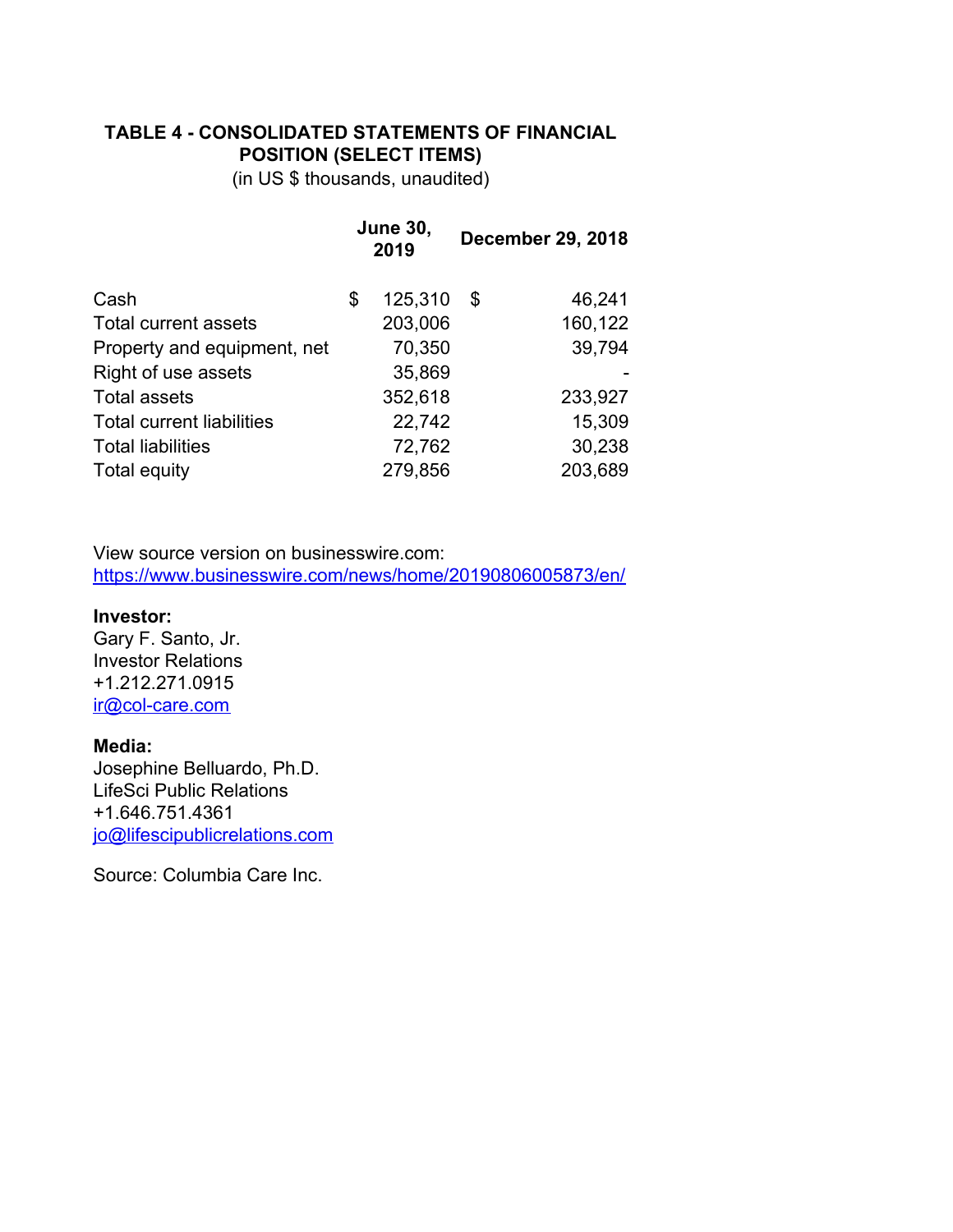**TABLE 4 - CONSOLIDATED STATEMENTS OF FINANCIAL POSITION (SELECT ITEMS)**

(in US $ thousands, unaudited)

| | June 30, 2019 | December 29, 2018 |
|---|---|---|
| Cash | $ 125,310 | $ 46,241 |
| Total current assets | 203,006 | 160,122 |
| Property and equipment, net | 70,350 | 39,794 |
| Right of use assets | 35,869 | - |
| Total assets | 352,618 | 233,927 |
| Total current liabilities | 22,742 | 15,309 |
| Total liabilities | 72,762 | 30,238 |
| Total equity | 279,856 | 203,689 |

View source version on businesswire.com: https://www.businesswire.com/news/home/20190806005873/en/

**Investor:**
Gary F. Santo, Jr.
Investor Relations
+1.212.271.0915
ir@col-care.com

**Media:**
Josephine Belluardo, Ph.D.
LifeSci Public Relations
+1.646.751.4361
jo@lifescipublicrelations.com

Source: Columbia Care Inc.